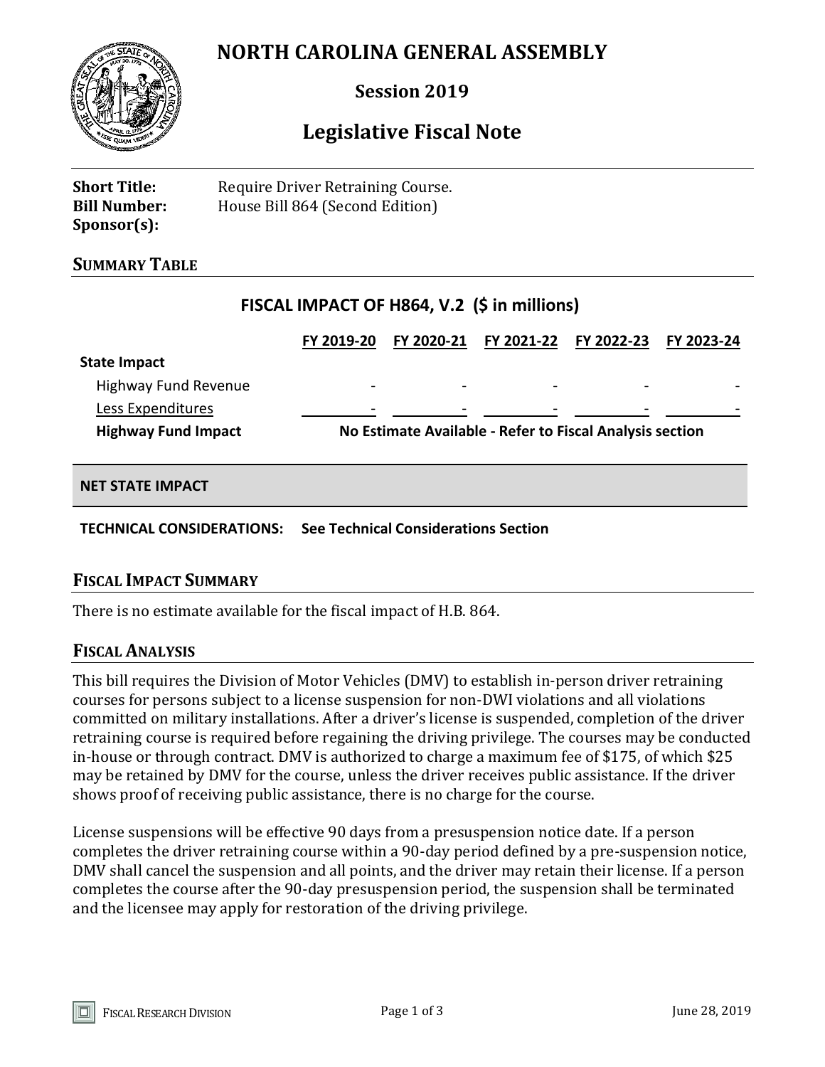# NORTH CAROLINA GENERAL ASSEMBLY

## Session 2019

## Legislative Fiscal Note

**Short Title:** Require Driver Retraining Course.
**Bill Number:** House Bill 864 (Second Edition)
**Sponsor(s):**

## SUMMARY TABLE

**FISCAL IMPACT OF H864, V.2 ($ in millions)**

| | FY 2019-20 | FY 2020-21 | FY 2021-22 | FY 2022-23 | FY 2023-24 |
|---|---|---|---|---|---|
| **State Impact** | | | | | |
| Highway Fund Revenue | - | - | - | - | - |
| Less Expenditures | - | - | - | - | - |
| **Highway Fund Impact** | **No Estimate Available - Refer to Fiscal Analysis section** | | | | |
| **NET STATE IMPACT** | | | | | |

**TECHNICAL CONSIDERATIONS:** **See Technical Considerations Section**

## FISCAL IMPACT SUMMARY

There is no estimate available for the fiscal impact of H.B. 864.

## FISCAL ANALYSIS

This bill requires the Division of Motor Vehicles (DMV) to establish in-person driver retraining courses for persons subject to a license suspension for non-DWI violations and all violations committed on military installations. After a driver's license is suspended, completion of the driver retraining course is required before regaining the driving privilege. The courses may be conducted in-house or through contract. DMV is authorized to charge a maximum fee of $175, of which $25 may be retained by DMV for the course, unless the driver receives public assistance. If the driver shows proof of receiving public assistance, there is no charge for the course.

License suspensions will be effective 90 days from a presuspension notice date. If a person completes the driver retraining course within a 90-day period defined by a pre-suspension notice, DMV shall cancel the suspension and all points, and the driver may retain their license. If a person completes the course after the 90-day presuspension period, the suspension shall be terminated and the licensee may apply for restoration of the driving privilege.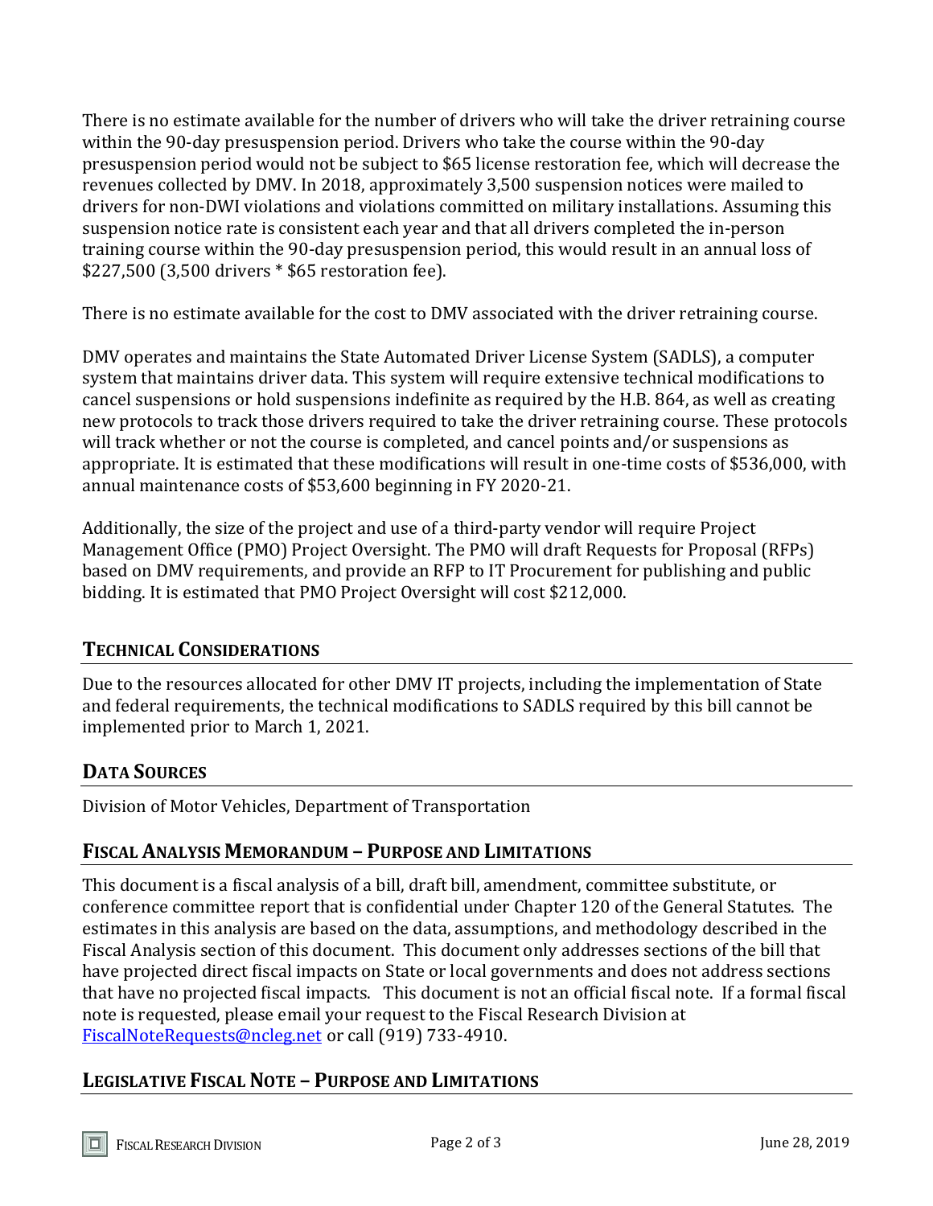There is no estimate available for the number of drivers who will take the driver retraining course within the 90-day presuspension period. Drivers who take the course within the 90-day presuspension period would not be subject to $65 license restoration fee, which will decrease the revenues collected by DMV. In 2018, approximately 3,500 suspension notices were mailed to drivers for non-DWI violations and violations committed on military installations. Assuming this suspension notice rate is consistent each year and that all drivers completed the in-person training course within the 90-day presuspension period, this would result in an annual loss of $227,500 (3,500 drivers * $65 restoration fee).

There is no estimate available for the cost to DMV associated with the driver retraining course.

DMV operates and maintains the State Automated Driver License System (SADLS), a computer system that maintains driver data. This system will require extensive technical modifications to cancel suspensions or hold suspensions indefinite as required by the H.B. 864, as well as creating new protocols to track those drivers required to take the driver retraining course. These protocols will track whether or not the course is completed, and cancel points and/or suspensions as appropriate. It is estimated that these modifications will result in one-time costs of $536,000, with annual maintenance costs of $53,600 beginning in FY 2020-21.

Additionally, the size of the project and use of a third-party vendor will require Project Management Office (PMO) Project Oversight. The PMO will draft Requests for Proposal (RFPs) based on DMV requirements, and provide an RFP to IT Procurement for publishing and public bidding. It is estimated that PMO Project Oversight will cost $212,000.

## Technical Considerations

Due to the resources allocated for other DMV IT projects, including the implementation of State and federal requirements, the technical modifications to SADLS required by this bill cannot be implemented prior to March 1, 2021.

## Data Sources

Division of Motor Vehicles, Department of Transportation

## Fiscal Analysis Memorandum – Purpose and Limitations

This document is a fiscal analysis of a bill, draft bill, amendment, committee substitute, or conference committee report that is confidential under Chapter 120 of the General Statutes. The estimates in this analysis are based on the data, assumptions, and methodology described in the Fiscal Analysis section of this document. This document only addresses sections of the bill that have projected direct fiscal impacts on State or local governments and does not address sections that have no projected fiscal impacts. This document is not an official fiscal note. If a formal fiscal note is requested, please email your request to the Fiscal Research Division at [FiscalNoteRequests@ncleg.net](mailto:FiscalNoteRequests@ncleg.net) or call (919) 733-4910.

## Legislative Fiscal Note – Purpose and Limitations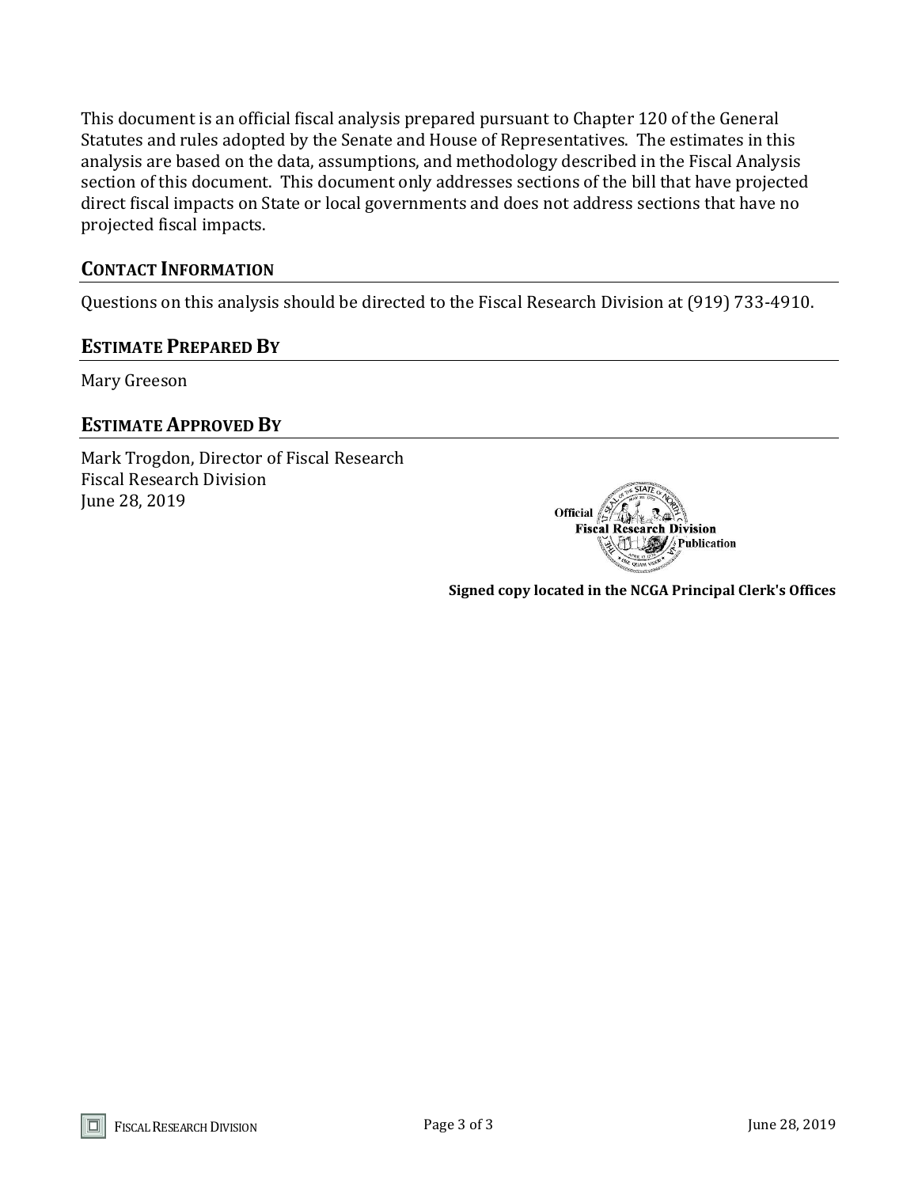This document is an official fiscal analysis prepared pursuant to Chapter 120 of the General Statutes and rules adopted by the Senate and House of Representatives. The estimates in this analysis are based on the data, assumptions, and methodology described in the Fiscal Analysis section of this document. This document only addresses sections of the bill that have projected direct fiscal impacts on State or local governments and does not address sections that have no projected fiscal impacts.

## CONTACT INFORMATION

Questions on this analysis should be directed to the Fiscal Research Division at (919) 733-4910.

## ESTIMATE PREPARED BY

Mary Greeson

## ESTIMATE APPROVED BY

Mark Trogdon, Director of Fiscal Research
Fiscal Research Division
June 28, 2019

Official Fiscal Research Division Publication

**Signed copy located in the NCGA Principal Clerk's Offices**